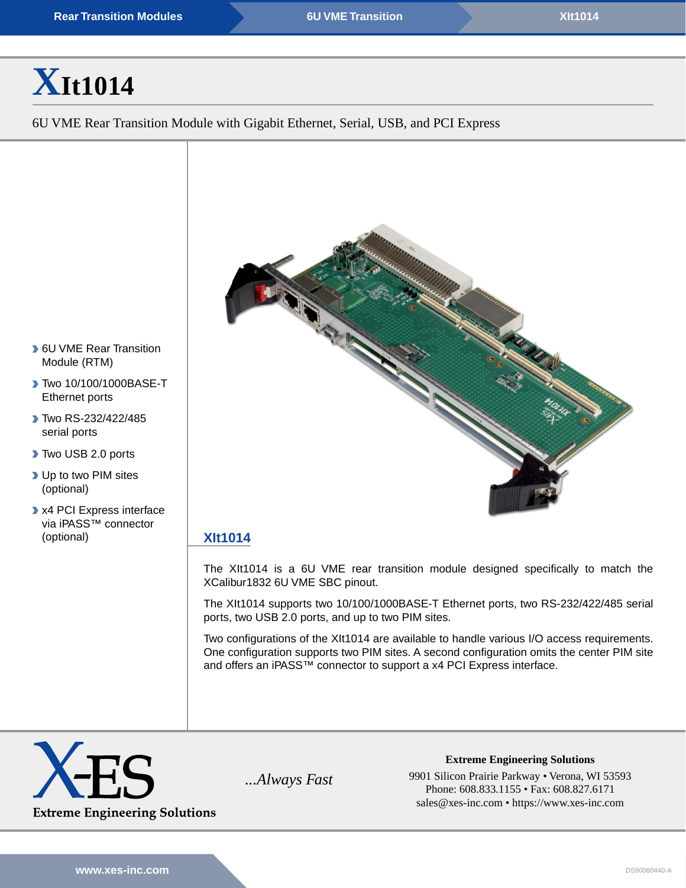# XIt1014

6U VME Rear Transition Module with Gigabit Ethernet, Serial, USB, and PCI Express

- 6U VME Rear Transition Module (RTM)
- Two 10/100/1000BASE-T Ethernet ports
- Two RS-232/422/485 serial ports
- Two USB 2.0 ports
- Up to two PIM sites (optional)
- x4 PCI Express interface via iPASS™ connector (optional)

## XIt1014

The XIt1014 is a 6U VME rear transition module designed specifically to match the XCalibur1832 6U VME SBC pinout.

The XIt1014 supports two 10/100/1000BASE-T Ethernet ports, two RS-232/422/485 serial ports, two USB 2.0 ports, and up to two PIM sites.

Two configurations of the XIt1014 are available to handle various I/O access requirements. One configuration supports two PIM sites. A second configuration omits the center PIM site and offers an iPASS™ connector to support a x4 PCI Express interface.

X-ES Extreme Engineering Solutions

*...Always Fast*

**Extreme Engineering Solutions**
9901 Silicon Prairie Parkway • Verona, WI 53593
Phone: 608.833.1155 • Fax: 608.827.6171
sales@xes-inc.com • https://www.xes-inc.com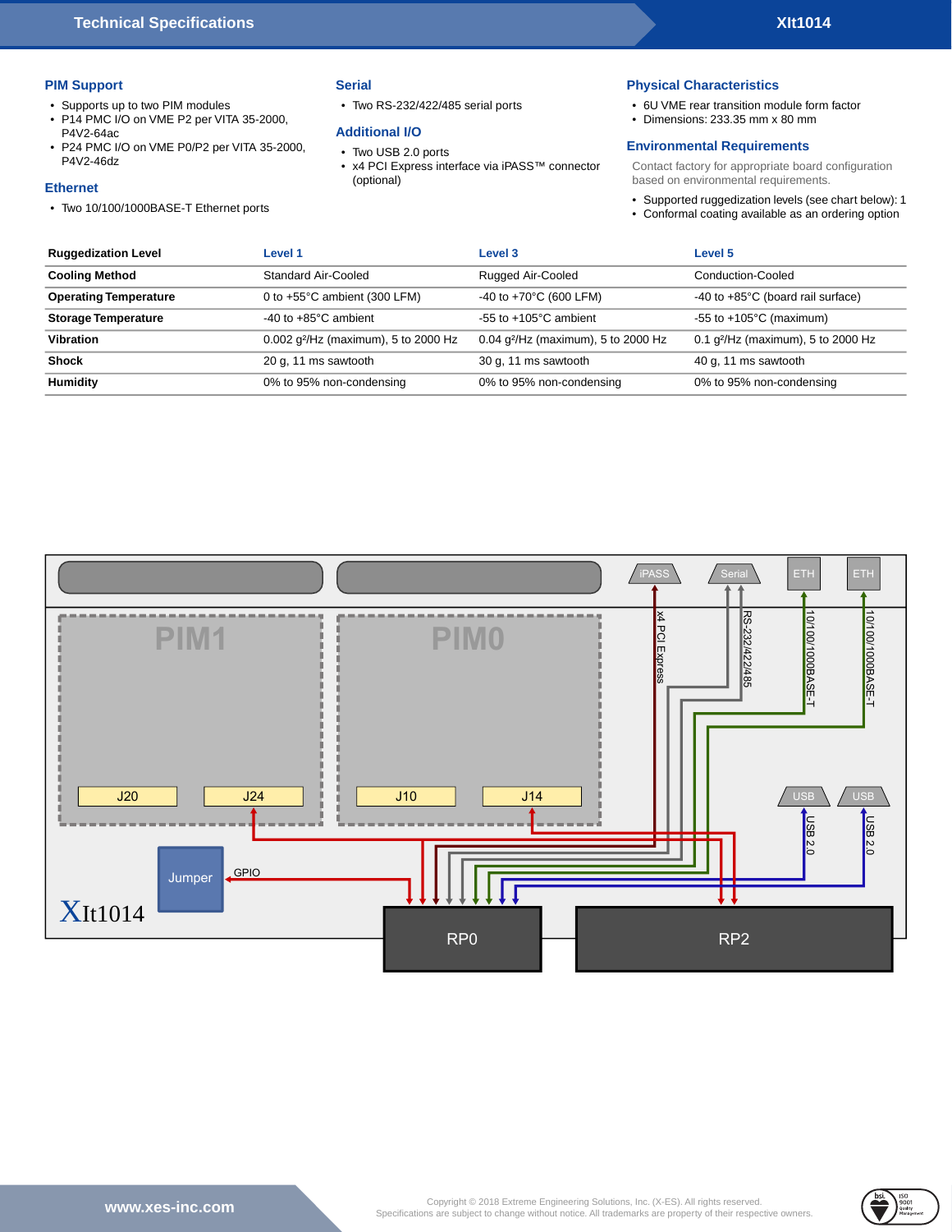## PIM Support

- Supports up to two PIM modules
- P14 PMC I/O on VME P2 per VITA 35-2000, P4V2-64ac
- P24 PMC I/O on VME P0/P2 per VITA 35-2000, P4V2-46dz

## Ethernet

- Two 10/100/1000BASE-T Ethernet ports

## Serial

- Two RS-232/422/485 serial ports

## Additional I/O

- Two USB 2.0 ports
- x4 PCI Express interface via iPASS™ connector (optional)

## Physical Characteristics

- 6U VME rear transition module form factor
- Dimensions: 233.35 mm x 80 mm

## Environmental Requirements

Contact factory for appropriate board configuration based on environmental requirements.

- Supported ruggedization levels (see chart below): 1
- Conformal coating available as an ordering option

| Ruggedization Level | Level 1 | Level 3 | Level 5 |
|---|---|---|---|
| Cooling Method | Standard Air-Cooled | Rugged Air-Cooled | Conduction-Cooled |
| Operating Temperature | 0 to +55°C ambient (300 LFM) | -40 to +70°C (600 LFM) | -40 to +85°C (board rail surface) |
| Storage Temperature | -40 to +85°C ambient | -55 to +105°C ambient | -55 to +105°C (maximum) |
| Vibration | 0.002 g²/Hz (maximum), 5 to 2000 Hz | 0.04 g²/Hz (maximum), 5 to 2000 Hz | 0.1 g²/Hz (maximum), 5 to 2000 Hz |
| Shock | 20 g, 11 ms sawtooth | 30 g, 11 ms sawtooth | 40 g, 11 ms sawtooth |
| Humidity | 0% to 95% non-condensing | 0% to 95% non-condensing | 0% to 95% non-condensing |

iPASS
Serial
ETH
ETH
x4 PCI Express
RS-232/422/485
10/100/1000BASE-T
10/100/1000BASE-T
PIM1
PIM0
J20
J24
J10
J14
USB
USB
USB 2.0
USB 2.0
Jumper
GPIO
XIt1014
RP0
RP2

www.xes-inc.com

Copyright © 2018 Extreme Engineering Solutions, Inc. (X-ES). All rights reserved.
Specifications are subject to change without notice. All trademarks are property of their respective owners.